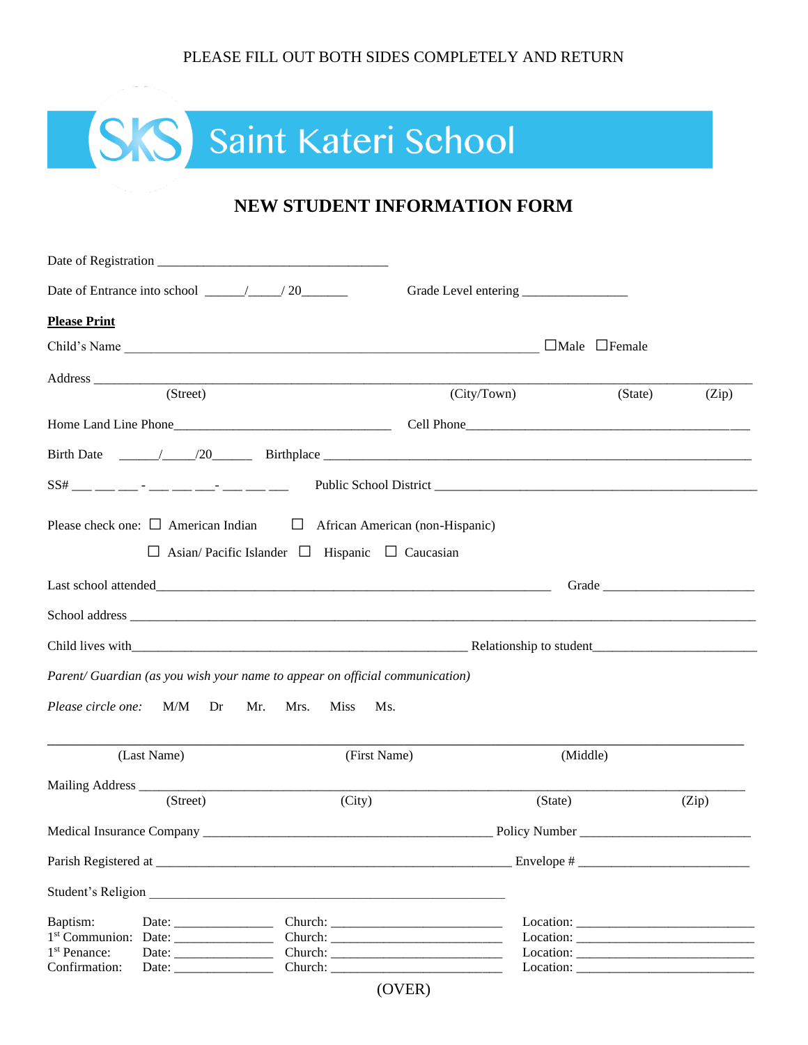PLEASE FILL OUT BOTH SIDES COMPLETELY AND RETURN

SKS Saint Kateri School

# NEW STUDENT INFORMATION FORM

Date of Registration ___________________________________

Date of Entrance into school ______/_____/ 20_______ Grade Level entering ________________

**Please Print**

Child's Name ______________________________________________________________ ☐Male ☐Female

Address ______________________________________________________________________________
(Street) (City/Town) (State) (Zip)

Home Land Line Phone_________________________________ Cell Phone________________________________________

Birth Date ______/_____/20_______ Birthplace ________________________________________________________________

SS# ___ ___ ___ - ___ ___ ___- ___ ___ ___ Public School District ______________________________________________

Please check one: ☐ American Indian ☐ African American (non-Hispanic)

☐ Asian/ Pacific Islander ☐ Hispanic ☐ Caucasian

Last school attended____________________________________________________________ Grade _______________________

School address _________________________________________________________________________________________

Child lives with_______________________________________________ Relationship to student_________________________

*Parent/ Guardian (as you wish your name to appear on official communication)*

*Please circle one:* M/M Dr Mr. Mrs. Miss Ms.

_______________________________________________________________________________________________
(Last Name) (First Name) (Middle)

Mailing Address _______________________________________________________________________________
(Street) (City) (State) (Zip)

Medical Insurance Company ___________________________________________ Policy Number _________________________

Parish Registered at _____________________________________________________ Envelope # __________________________

Student's Religion _____________________________________________________

| | | | |
|---|---|---|---|
| Baptism: | Date: _______________ | Church: __________________________ | Location: ___________________________ |
| 1st Communion: | Date: _______________ | Church: __________________________ | Location: ___________________________ |
| 1st Penance: | Date: _______________ | Church: __________________________ | Location: ___________________________ |
| Confirmation: | Date: _______________ | Church: __________________________ | Location: ___________________________ |

(OVER)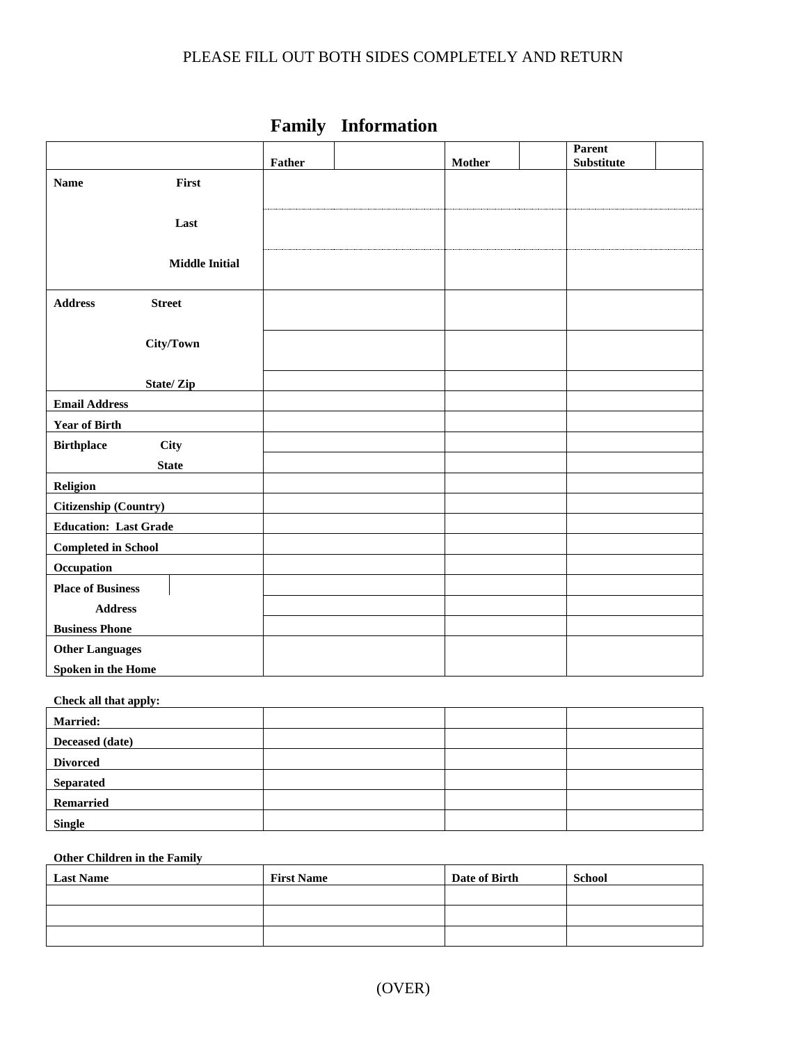PLEASE FILL OUT BOTH SIDES COMPLETELY AND RETURN

## Family Information

| | | Father | Mother | Parent Substitute |
|---|---|---|---|---|
| **Name** | **First** | | | |
| | **Last** | | | |
| | **Middle Initial** | | | |
| **Address** | **Street** | | | |
| | **City/Town** | | | |
| | **State/ Zip** | | | |
| **Email Address** | | | | |
| **Year of Birth** | | | | |
| **Birthplace** | **City** | | | |
| | **State** | | | |
| **Religion** | | | | |
| **Citizenship (Country)** | | | | |
| **Education: Last Grade** | | | | |
| **Completed in School** | | | | |
| **Occupation** | | | | |
| **Place of Business** | | | | |
| **Address** | | | | |
| **Business Phone** | | | | |
| **Other Languages Spoken in the Home** | | | | |

**Check all that apply:**

| | | | |
|---|---|---|---|
| **Married:** | | | |
| **Deceased (date)** | | | |
| **Divorced** | | | |
| **Separated** | | | |
| **Remarried** | | | |
| **Single** | | | |

**Other Children in the Family**

| Last Name | First Name | Date of Birth | School |
|---|---|---|---|
| | | | |
| | | | |
| | | | |

(OVER)